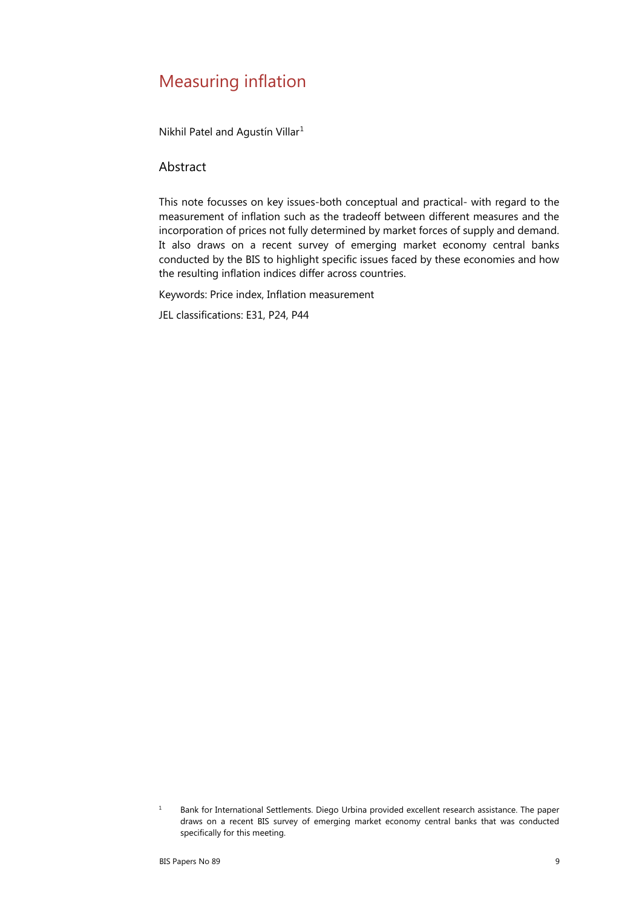# Measuring inflation

Nikhil Patel and Agustín Villar[1]

## Abstract

This note focusses on key issues-both conceptual and practical- with regard to the measurement of inflation such as the tradeoff between different measures and the incorporation of prices not fully determined by market forces of supply and demand. It also draws on a recent survey of emerging market economy central banks conducted by the BIS to highlight specific issues faced by these economies and how the resulting inflation indices differ across countries.

Keywords: Price index, Inflation measurement

JEL classifications: E31, P24, P44

[1] Bank for International Settlements. Diego Urbina provided excellent research assistance. The paper draws on a recent BIS survey of emerging market economy central banks that was conducted specifically for this meeting.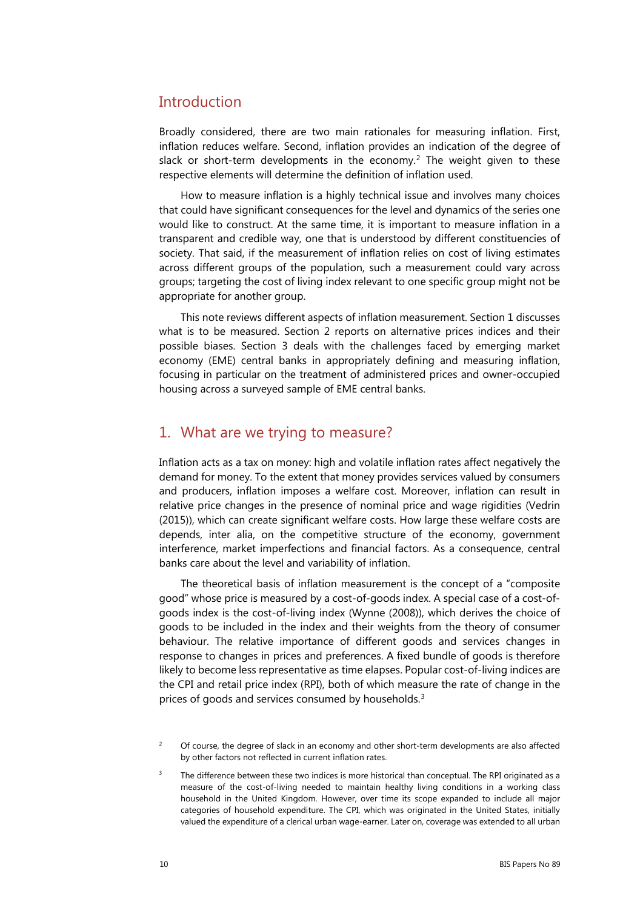## Introduction

Broadly considered, there are two main rationales for measuring inflation. First, inflation reduces welfare. Second, inflation provides an indication of the degree of slack or short-term developments in the economy.[2] The weight given to these respective elements will determine the definition of inflation used.

How to measure inflation is a highly technical issue and involves many choices that could have significant consequences for the level and dynamics of the series one would like to construct. At the same time, it is important to measure inflation in a transparent and credible way, one that is understood by different constituencies of society. That said, if the measurement of inflation relies on cost of living estimates across different groups of the population, such a measurement could vary across groups; targeting the cost of living index relevant to one specific group might not be appropriate for another group.

This note reviews different aspects of inflation measurement. Section 1 discusses what is to be measured. Section 2 reports on alternative prices indices and their possible biases. Section 3 deals with the challenges faced by emerging market economy (EME) central banks in appropriately defining and measuring inflation, focusing in particular on the treatment of administered prices and owner-occupied housing across a surveyed sample of EME central banks.

## 1. What are we trying to measure?

Inflation acts as a tax on money: high and volatile inflation rates affect negatively the demand for money. To the extent that money provides services valued by consumers and producers, inflation imposes a welfare cost. Moreover, inflation can result in relative price changes in the presence of nominal price and wage rigidities (Vedrin (2015)), which can create significant welfare costs. How large these welfare costs are depends, inter alia, on the competitive structure of the economy, government interference, market imperfections and financial factors. As a consequence, central banks care about the level and variability of inflation.

The theoretical basis of inflation measurement is the concept of a "composite good" whose price is measured by a cost-of-goods index. A special case of a cost-of-goods index is the cost-of-living index (Wynne (2008)), which derives the choice of goods to be included in the index and their weights from the theory of consumer behaviour. The relative importance of different goods and services changes in response to changes in prices and preferences. A fixed bundle of goods is therefore likely to become less representative as time elapses. Popular cost-of-living indices are the CPI and retail price index (RPI), both of which measure the rate of change in the prices of goods and services consumed by households.[3]

[2] Of course, the degree of slack in an economy and other short-term developments are also affected by other factors not reflected in current inflation rates.

[3] The difference between these two indices is more historical than conceptual. The RPI originated as a measure of the cost-of-living needed to maintain healthy living conditions in a working class household in the United Kingdom. However, over time its scope expanded to include all major categories of household expenditure. The CPI, which was originated in the United States, initially valued the expenditure of a clerical urban wage-earner. Later on, coverage was extended to all urban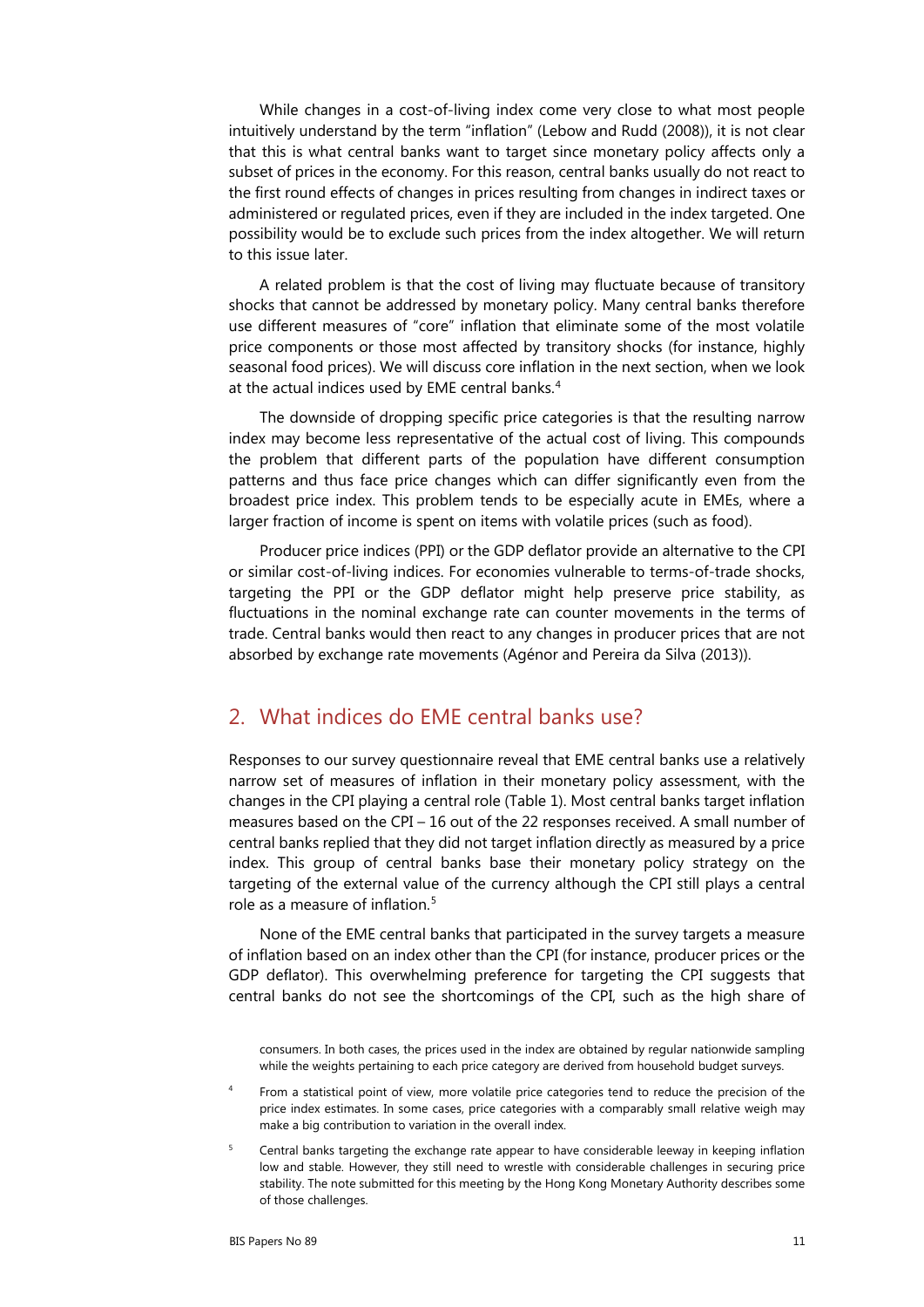While changes in a cost-of-living index come very close to what most people intuitively understand by the term "inflation" (Lebow and Rudd (2008)), it is not clear that this is what central banks want to target since monetary policy affects only a subset of prices in the economy. For this reason, central banks usually do not react to the first round effects of changes in prices resulting from changes in indirect taxes or administered or regulated prices, even if they are included in the index targeted. One possibility would be to exclude such prices from the index altogether. We will return to this issue later.

A related problem is that the cost of living may fluctuate because of transitory shocks that cannot be addressed by monetary policy. Many central banks therefore use different measures of "core" inflation that eliminate some of the most volatile price components or those most affected by transitory shocks (for instance, highly seasonal food prices). We will discuss core inflation in the next section, when we look at the actual indices used by EME central banks.[4]

The downside of dropping specific price categories is that the resulting narrow index may become less representative of the actual cost of living. This compounds the problem that different parts of the population have different consumption patterns and thus face price changes which can differ significantly even from the broadest price index. This problem tends to be especially acute in EMEs, where a larger fraction of income is spent on items with volatile prices (such as food).

Producer price indices (PPI) or the GDP deflator provide an alternative to the CPI or similar cost-of-living indices. For economies vulnerable to terms-of-trade shocks, targeting the PPI or the GDP deflator might help preserve price stability, as fluctuations in the nominal exchange rate can counter movements in the terms of trade. Central banks would then react to any changes in producer prices that are not absorbed by exchange rate movements (Agénor and Pereira da Silva (2013)).

## 2. What indices do EME central banks use?

Responses to our survey questionnaire reveal that EME central banks use a relatively narrow set of measures of inflation in their monetary policy assessment, with the changes in the CPI playing a central role (Table 1). Most central banks target inflation measures based on the CPI – 16 out of the 22 responses received. A small number of central banks replied that they did not target inflation directly as measured by a price index. This group of central banks base their monetary policy strategy on the targeting of the external value of the currency although the CPI still plays a central role as a measure of inflation.[5]

None of the EME central banks that participated in the survey targets a measure of inflation based on an index other than the CPI (for instance, producer prices or the GDP deflator). This overwhelming preference for targeting the CPI suggests that central banks do not see the shortcomings of the CPI, such as the high share of

consumers. In both cases, the prices used in the index are obtained by regular nationwide sampling while the weights pertaining to each price category are derived from household budget surveys.

[4] From a statistical point of view, more volatile price categories tend to reduce the precision of the price index estimates. In some cases, price categories with a comparably small relative weigh may make a big contribution to variation in the overall index.

[5] Central banks targeting the exchange rate appear to have considerable leeway in keeping inflation low and stable. However, they still need to wrestle with considerable challenges in securing price stability. The note submitted for this meeting by the Hong Kong Monetary Authority describes some of those challenges.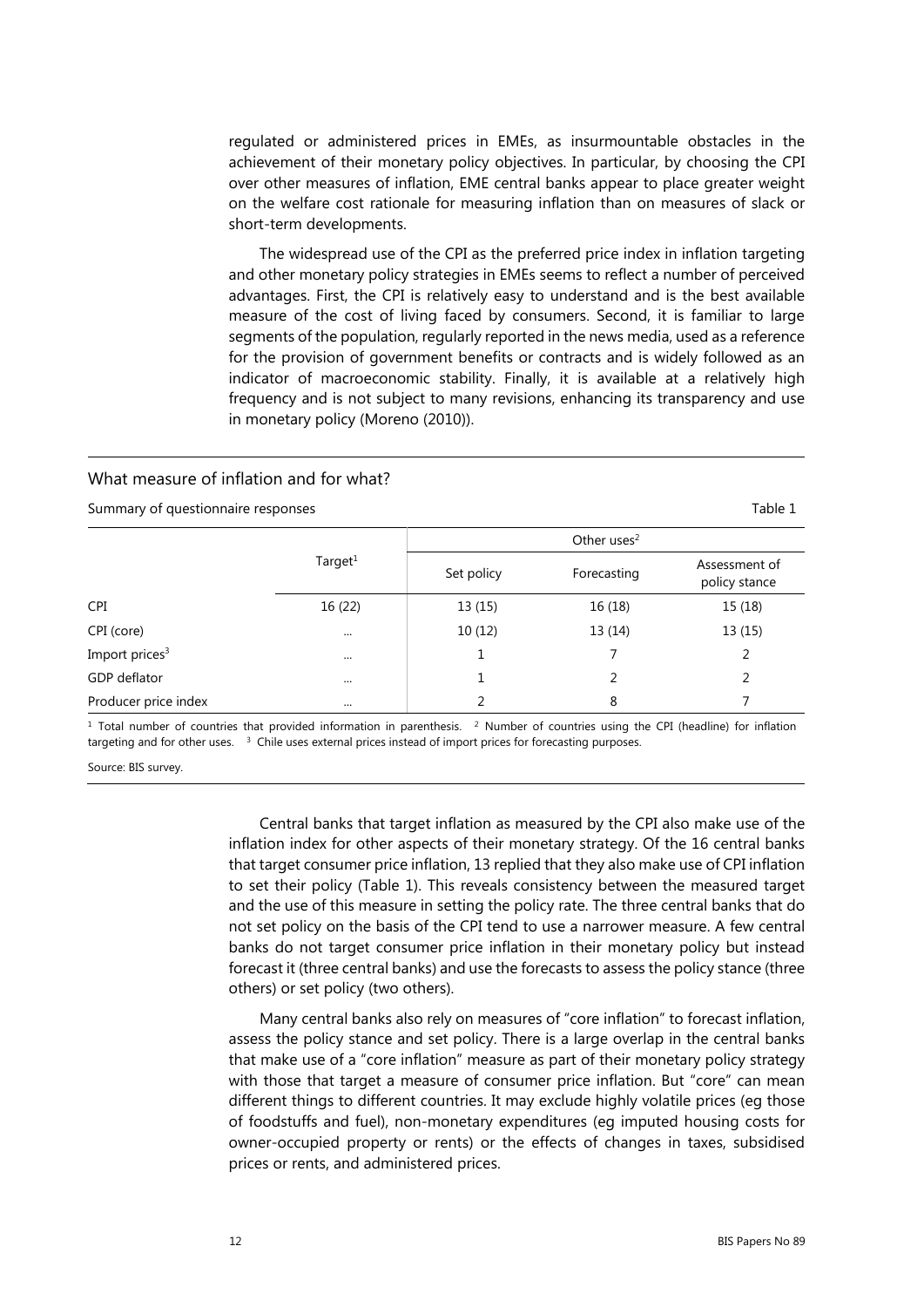regulated or administered prices in EMEs, as insurmountable obstacles in the achievement of their monetary policy objectives. In particular, by choosing the CPI over other measures of inflation, EME central banks appear to place greater weight on the welfare cost rationale for measuring inflation than on measures of slack or short-term developments.

The widespread use of the CPI as the preferred price index in inflation targeting and other monetary policy strategies in EMEs seems to reflect a number of perceived advantages. First, the CPI is relatively easy to understand and is the best available measure of the cost of living faced by consumers. Second, it is familiar to large segments of the population, regularly reported in the news media, used as a reference for the provision of government benefits or contracts and is widely followed as an indicator of macroeconomic stability. Finally, it is available at a relatively high frequency and is not subject to many revisions, enhancing its transparency and use in monetary policy (Moreno (2010)).

## What measure of inflation and for what?

Summary of questionnaire responses — Table 1

| | Target[1] | Other uses[2] | | |
|---|---|---|---|---|
| | | Set policy | Forecasting | Assessment of policy stance |
| CPI | 16 (22) | 13 (15) | 16 (18) | 15 (18) |
| CPI (core) | ... | 10 (12) | 13 (14) | 13 (15) |
| Import prices[3] | ... | 1 | 7 | 2 |
| GDP deflator | ... | 1 | 2 | 2 |
| Producer price index | ... | 2 | 8 | 7 |

[1] Total number of countries that provided information in parenthesis. [2] Number of countries using the CPI (headline) for inflation targeting and for other uses. [3] Chile uses external prices instead of import prices for forecasting purposes.

Source: BIS survey.

Central banks that target inflation as measured by the CPI also make use of the inflation index for other aspects of their monetary strategy. Of the 16 central banks that target consumer price inflation, 13 replied that they also make use of CPI inflation to set their policy (Table 1). This reveals consistency between the measured target and the use of this measure in setting the policy rate. The three central banks that do not set policy on the basis of the CPI tend to use a narrower measure. A few central banks do not target consumer price inflation in their monetary policy but instead forecast it (three central banks) and use the forecasts to assess the policy stance (three others) or set policy (two others).

Many central banks also rely on measures of "core inflation" to forecast inflation, assess the policy stance and set policy. There is a large overlap in the central banks that make use of a "core inflation" measure as part of their monetary policy strategy with those that target a measure of consumer price inflation. But "core" can mean different things to different countries. It may exclude highly volatile prices (eg those of foodstuffs and fuel), non-monetary expenditures (eg imputed housing costs for owner-occupied property or rents) or the effects of changes in taxes, subsidised prices or rents, and administered prices.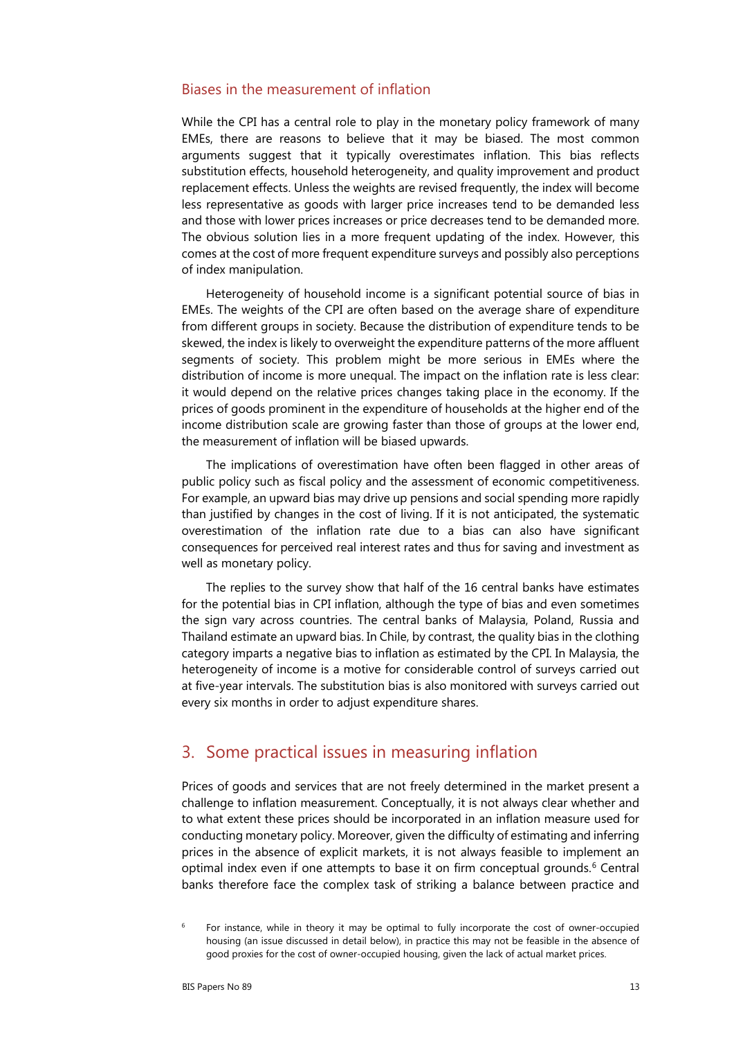### Biases in the measurement of inflation

While the CPI has a central role to play in the monetary policy framework of many EMEs, there are reasons to believe that it may be biased. The most common arguments suggest that it typically overestimates inflation. This bias reflects substitution effects, household heterogeneity, and quality improvement and product replacement effects. Unless the weights are revised frequently, the index will become less representative as goods with larger price increases tend to be demanded less and those with lower prices increases or price decreases tend to be demanded more. The obvious solution lies in a more frequent updating of the index. However, this comes at the cost of more frequent expenditure surveys and possibly also perceptions of index manipulation.

Heterogeneity of household income is a significant potential source of bias in EMEs. The weights of the CPI are often based on the average share of expenditure from different groups in society. Because the distribution of expenditure tends to be skewed, the index is likely to overweight the expenditure patterns of the more affluent segments of society. This problem might be more serious in EMEs where the distribution of income is more unequal. The impact on the inflation rate is less clear: it would depend on the relative prices changes taking place in the economy. If the prices of goods prominent in the expenditure of households at the higher end of the income distribution scale are growing faster than those of groups at the lower end, the measurement of inflation will be biased upwards.

The implications of overestimation have often been flagged in other areas of public policy such as fiscal policy and the assessment of economic competitiveness. For example, an upward bias may drive up pensions and social spending more rapidly than justified by changes in the cost of living. If it is not anticipated, the systematic overestimation of the inflation rate due to a bias can also have significant consequences for perceived real interest rates and thus for saving and investment as well as monetary policy.

The replies to the survey show that half of the 16 central banks have estimates for the potential bias in CPI inflation, although the type of bias and even sometimes the sign vary across countries. The central banks of Malaysia, Poland, Russia and Thailand estimate an upward bias. In Chile, by contrast, the quality bias in the clothing category imparts a negative bias to inflation as estimated by the CPI. In Malaysia, the heterogeneity of income is a motive for considerable control of surveys carried out at five-year intervals. The substitution bias is also monitored with surveys carried out every six months in order to adjust expenditure shares.

## 3. Some practical issues in measuring inflation

Prices of goods and services that are not freely determined in the market present a challenge to inflation measurement. Conceptually, it is not always clear whether and to what extent these prices should be incorporated in an inflation measure used for conducting monetary policy. Moreover, given the difficulty of estimating and inferring prices in the absence of explicit markets, it is not always feasible to implement an optimal index even if one attempts to base it on firm conceptual grounds.[6] Central banks therefore face the complex task of striking a balance between practice and

[6] For instance, while in theory it may be optimal to fully incorporate the cost of owner-occupied housing (an issue discussed in detail below), in practice this may not be feasible in the absence of good proxies for the cost of owner-occupied housing, given the lack of actual market prices.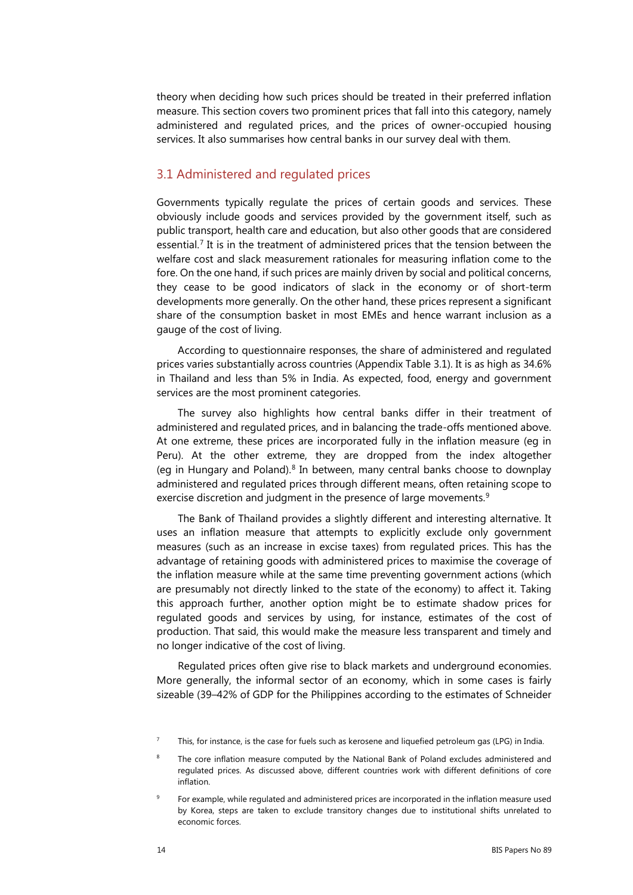theory when deciding how such prices should be treated in their preferred inflation measure. This section covers two prominent prices that fall into this category, namely administered and regulated prices, and the prices of owner-occupied housing services. It also summarises how central banks in our survey deal with them.

## 3.1 Administered and regulated prices

Governments typically regulate the prices of certain goods and services. These obviously include goods and services provided by the government itself, such as public transport, health care and education, but also other goods that are considered essential.[7] It is in the treatment of administered prices that the tension between the welfare cost and slack measurement rationales for measuring inflation come to the fore. On the one hand, if such prices are mainly driven by social and political concerns, they cease to be good indicators of slack in the economy or of short-term developments more generally. On the other hand, these prices represent a significant share of the consumption basket in most EMEs and hence warrant inclusion as a gauge of the cost of living.

According to questionnaire responses, the share of administered and regulated prices varies substantially across countries (Appendix Table 3.1). It is as high as 34.6% in Thailand and less than 5% in India. As expected, food, energy and government services are the most prominent categories.

The survey also highlights how central banks differ in their treatment of administered and regulated prices, and in balancing the trade-offs mentioned above. At one extreme, these prices are incorporated fully in the inflation measure (eg in Peru). At the other extreme, they are dropped from the index altogether (eg in Hungary and Poland).[8] In between, many central banks choose to downplay administered and regulated prices through different means, often retaining scope to exercise discretion and judgment in the presence of large movements.[9]

The Bank of Thailand provides a slightly different and interesting alternative. It uses an inflation measure that attempts to explicitly exclude only government measures (such as an increase in excise taxes) from regulated prices. This has the advantage of retaining goods with administered prices to maximise the coverage of the inflation measure while at the same time preventing government actions (which are presumably not directly linked to the state of the economy) to affect it. Taking this approach further, another option might be to estimate shadow prices for regulated goods and services by using, for instance, estimates of the cost of production. That said, this would make the measure less transparent and timely and no longer indicative of the cost of living.

Regulated prices often give rise to black markets and underground economies. More generally, the informal sector of an economy, which in some cases is fairly sizeable (39–42% of GDP for the Philippines according to the estimates of Schneider

[7] This, for instance, is the case for fuels such as kerosene and liquefied petroleum gas (LPG) in India.

[8] The core inflation measure computed by the National Bank of Poland excludes administered and regulated prices. As discussed above, different countries work with different definitions of core inflation.

[9] For example, while regulated and administered prices are incorporated in the inflation measure used by Korea, steps are taken to exclude transitory changes due to institutional shifts unrelated to economic forces.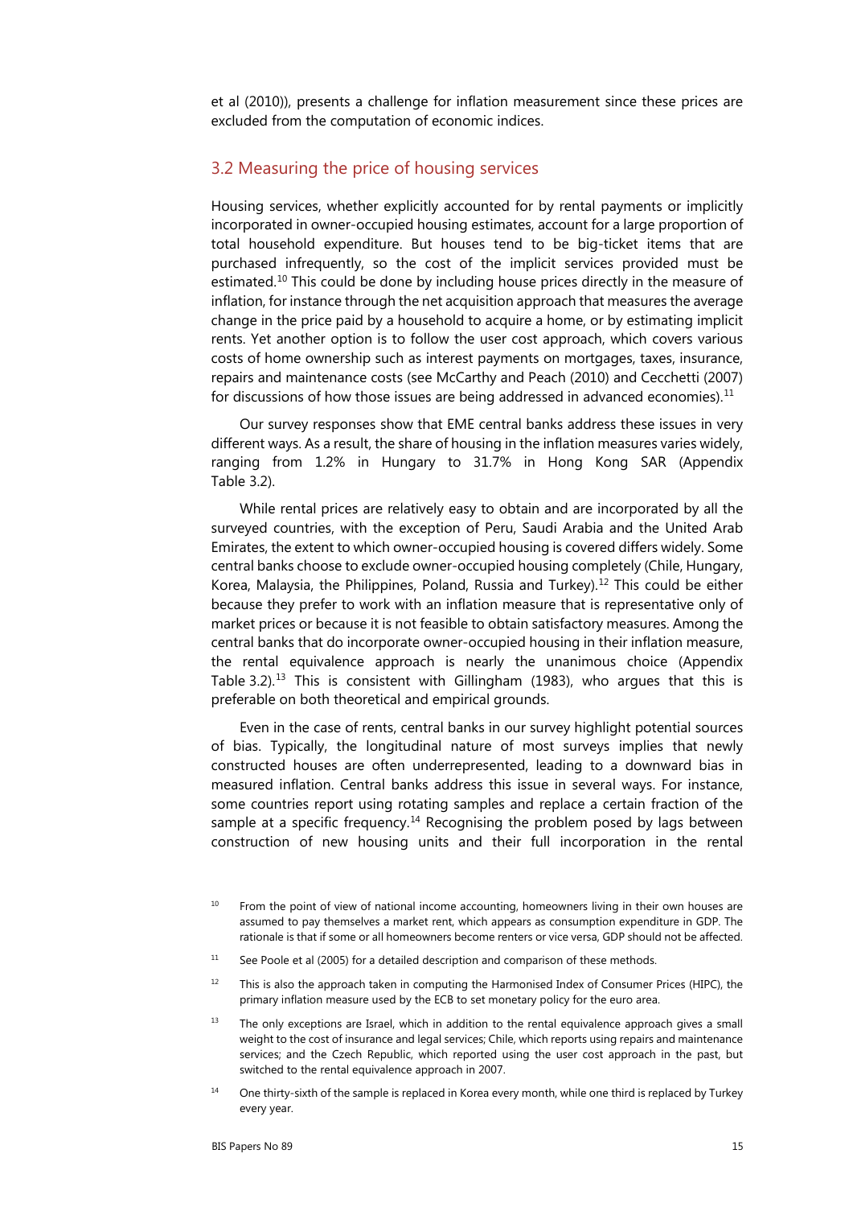et al (2010)), presents a challenge for inflation measurement since these prices are excluded from the computation of economic indices.

## 3.2 Measuring the price of housing services

Housing services, whether explicitly accounted for by rental payments or implicitly incorporated in owner-occupied housing estimates, account for a large proportion of total household expenditure. But houses tend to be big-ticket items that are purchased infrequently, so the cost of the implicit services provided must be estimated.[10] This could be done by including house prices directly in the measure of inflation, for instance through the net acquisition approach that measures the average change in the price paid by a household to acquire a home, or by estimating implicit rents. Yet another option is to follow the user cost approach, which covers various costs of home ownership such as interest payments on mortgages, taxes, insurance, repairs and maintenance costs (see McCarthy and Peach (2010) and Cecchetti (2007) for discussions of how those issues are being addressed in advanced economies).[11]

Our survey responses show that EME central banks address these issues in very different ways. As a result, the share of housing in the inflation measures varies widely, ranging from 1.2% in Hungary to 31.7% in Hong Kong SAR (Appendix Table 3.2).

While rental prices are relatively easy to obtain and are incorporated by all the surveyed countries, with the exception of Peru, Saudi Arabia and the United Arab Emirates, the extent to which owner-occupied housing is covered differs widely. Some central banks choose to exclude owner-occupied housing completely (Chile, Hungary, Korea, Malaysia, the Philippines, Poland, Russia and Turkey).[12] This could be either because they prefer to work with an inflation measure that is representative only of market prices or because it is not feasible to obtain satisfactory measures. Among the central banks that do incorporate owner-occupied housing in their inflation measure, the rental equivalence approach is nearly the unanimous choice (Appendix Table 3.2).[13] This is consistent with Gillingham (1983), who argues that this is preferable on both theoretical and empirical grounds.

Even in the case of rents, central banks in our survey highlight potential sources of bias. Typically, the longitudinal nature of most surveys implies that newly constructed houses are often underrepresented, leading to a downward bias in measured inflation. Central banks address this issue in several ways. For instance, some countries report using rotating samples and replace a certain fraction of the sample at a specific frequency.[14] Recognising the problem posed by lags between construction of new housing units and their full incorporation in the rental

---

[10] From the point of view of national income accounting, homeowners living in their own houses are assumed to pay themselves a market rent, which appears as consumption expenditure in GDP. The rationale is that if some or all homeowners become renters or vice versa, GDP should not be affected.

[11] See Poole et al (2005) for a detailed description and comparison of these methods.

[12] This is also the approach taken in computing the Harmonised Index of Consumer Prices (HIPC), the primary inflation measure used by the ECB to set monetary policy for the euro area.

[13] The only exceptions are Israel, which in addition to the rental equivalence approach gives a small weight to the cost of insurance and legal services; Chile, which reports using repairs and maintenance services; and the Czech Republic, which reported using the user cost approach in the past, but switched to the rental equivalence approach in 2007.

[14] One thirty-sixth of the sample is replaced in Korea every month, while one third is replaced by Turkey every year.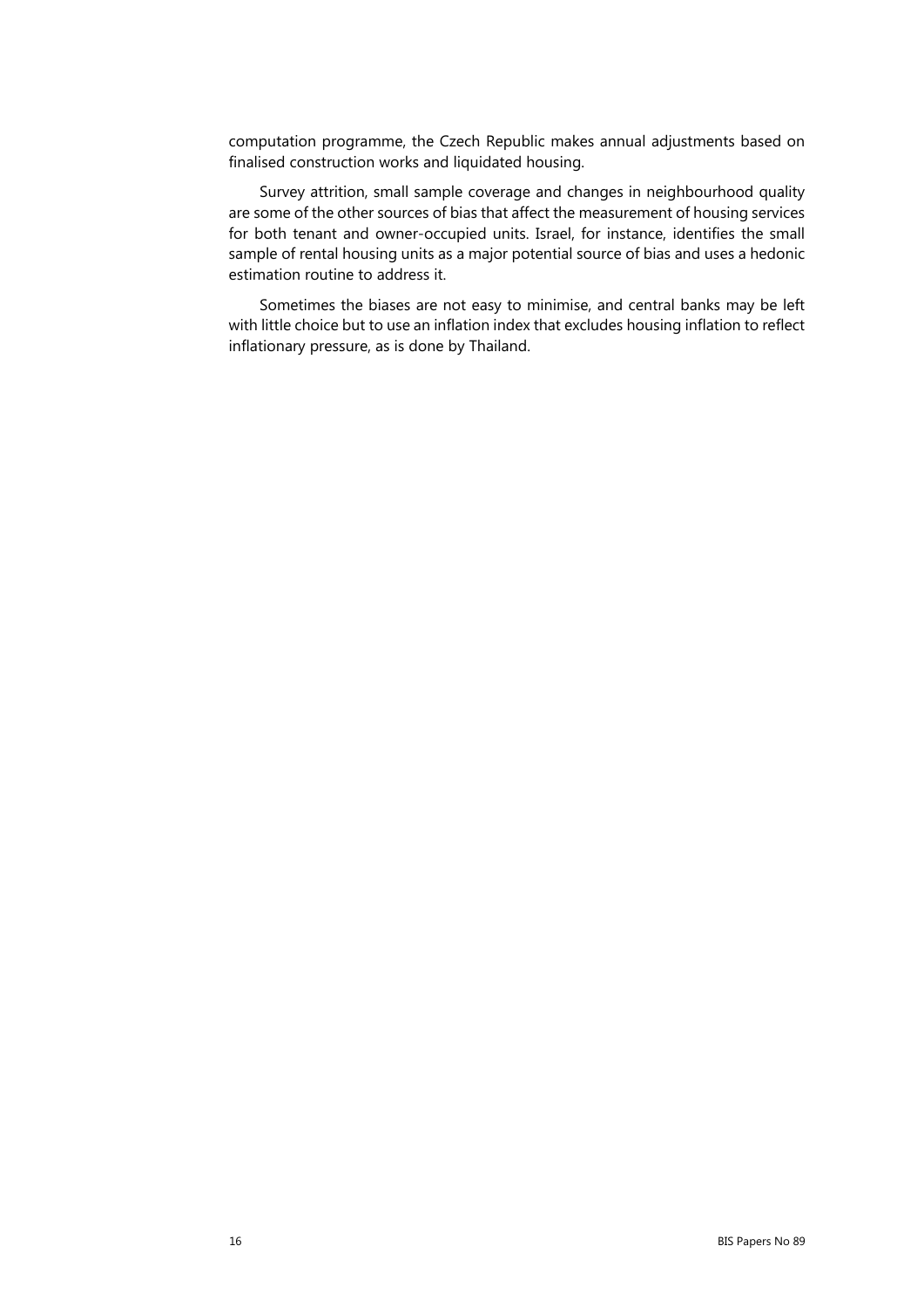computation programme, the Czech Republic makes annual adjustments based on finalised construction works and liquidated housing.

Survey attrition, small sample coverage and changes in neighbourhood quality are some of the other sources of bias that affect the measurement of housing services for both tenant and owner-occupied units. Israel, for instance, identifies the small sample of rental housing units as a major potential source of bias and uses a hedonic estimation routine to address it.

Sometimes the biases are not easy to minimise, and central banks may be left with little choice but to use an inflation index that excludes housing inflation to reflect inflationary pressure, as is done by Thailand.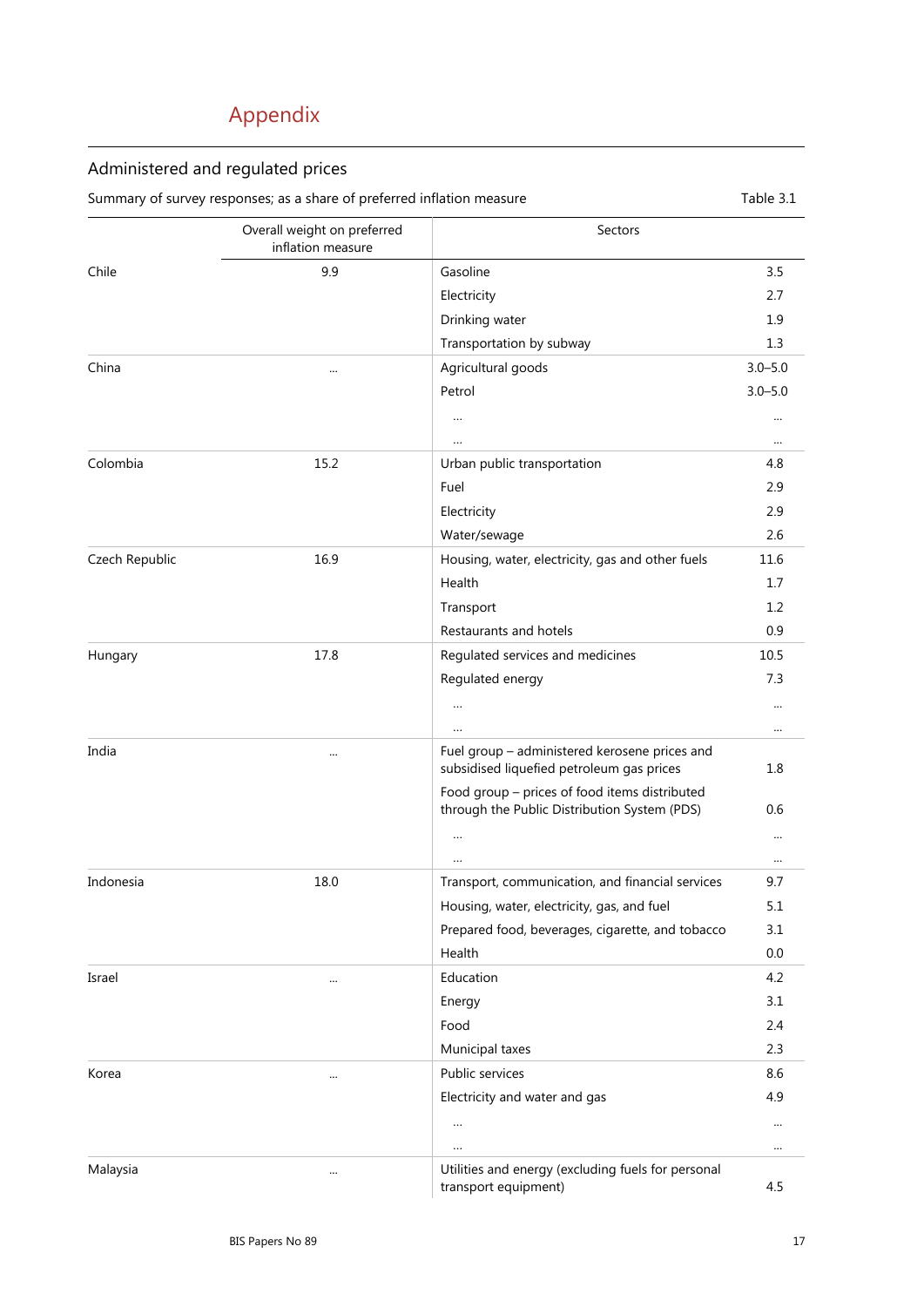# Appendix

## Administered and regulated prices

Summary of survey responses; as a share of preferred inflation measure

Table 3.1

| | Overall weight on preferred inflation measure | Sectors | |
|---|---|---|---|
| Chile | 9.9 | Gasoline | 3.5 |
| | | Electricity | 2.7 |
| | | Drinking water | 1.9 |
| | | Transportation by subway | 1.3 |
| China | … | Agricultural goods | 3.0–5.0 |
| | | Petrol | 3.0–5.0 |
| | | … | … |
| | | … | … |
| Colombia | 15.2 | Urban public transportation | 4.8 |
| | | Fuel | 2.9 |
| | | Electricity | 2.9 |
| | | Water/sewage | 2.6 |
| Czech Republic | 16.9 | Housing, water, electricity, gas and other fuels | 11.6 |
| | | Health | 1.7 |
| | | Transport | 1.2 |
| | | Restaurants and hotels | 0.9 |
| Hungary | 17.8 | Regulated services and medicines | 10.5 |
| | | Regulated energy | 7.3 |
| | | … | … |
| | | … | … |
| India | … | Fuel group – administered kerosene prices and subsidised liquefied petroleum gas prices | 1.8 |
| | | Food group – prices of food items distributed through the Public Distribution System (PDS) | 0.6 |
| | | … | … |
| | | … | … |
| Indonesia | 18.0 | Transport, communication, and financial services | 9.7 |
| | | Housing, water, electricity, gas, and fuel | 5.1 |
| | | Prepared food, beverages, cigarette, and tobacco | 3.1 |
| | | Health | 0.0 |
| Israel | … | Education | 4.2 |
| | | Energy | 3.1 |
| | | Food | 2.4 |
| | | Municipal taxes | 2.3 |
| Korea | … | Public services | 8.6 |
| | | Electricity and water and gas | 4.9 |
| | | … | … |
| | | … | … |
| Malaysia | … | Utilities and energy (excluding fuels for personal transport equipment) | 4.5 |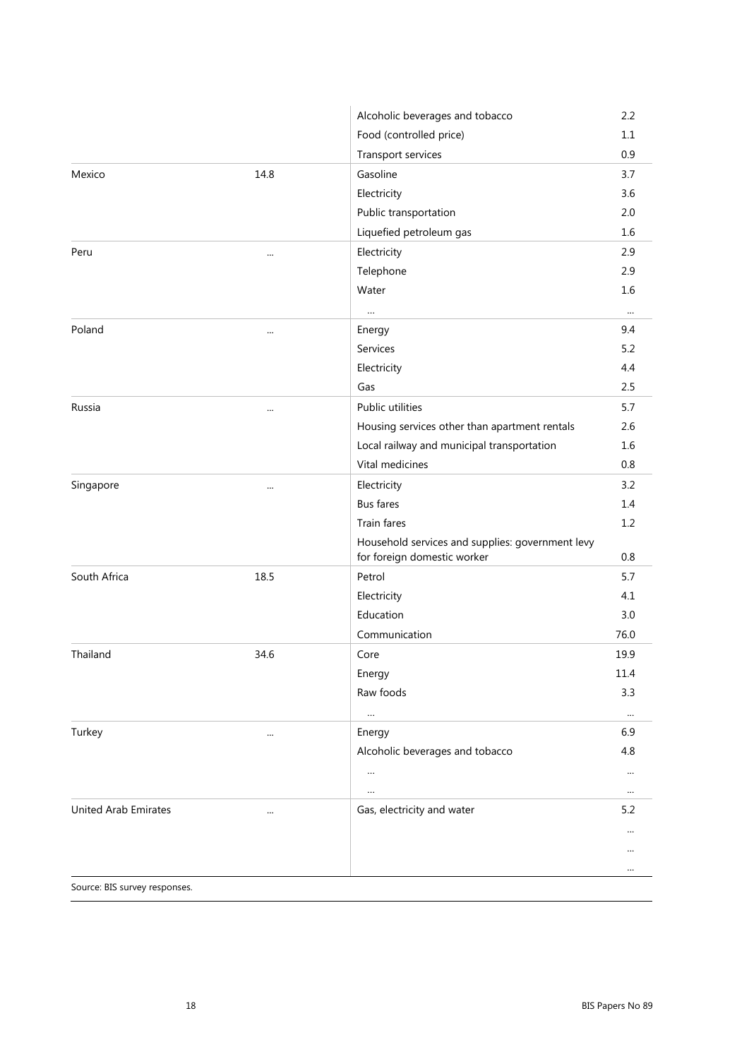| | | | |
|---|---|---|---|
| | | Alcoholic beverages and tobacco | 2.2 |
| | | Food (controlled price) | 1.1 |
| | | Transport services | 0.9 |
| Mexico | 14.8 | Gasoline | 3.7 |
| | | Electricity | 3.6 |
| | | Public transportation | 2.0 |
| | | Liquefied petroleum gas | 1.6 |
| Peru | ... | Electricity | 2.9 |
| | | Telephone | 2.9 |
| | | Water | 1.6 |
| | | ... | ... |
| Poland | ... | Energy | 9.4 |
| | | Services | 5.2 |
| | | Electricity | 4.4 |
| | | Gas | 2.5 |
| Russia | ... | Public utilities | 5.7 |
| | | Housing services other than apartment rentals | 2.6 |
| | | Local railway and municipal transportation | 1.6 |
| | | Vital medicines | 0.8 |
| Singapore | ... | Electricity | 3.2 |
| | | Bus fares | 1.4 |
| | | Train fares | 1.2 |
| | | Household services and supplies: government levy for foreign domestic worker | 0.8 |
| South Africa | 18.5 | Petrol | 5.7 |
| | | Electricity | 4.1 |
| | | Education | 3.0 |
| | | Communication | 76.0 |
| Thailand | 34.6 | Core | 19.9 |
| | | Energy | 11.4 |
| | | Raw foods | 3.3 |
| | | ... | ... |
| Turkey | ... | Energy | 6.9 |
| | | Alcoholic beverages and tobacco | 4.8 |
| | | ... | ... |
| | | ... | ... |
| United Arab Emirates | ... | Gas, electricity and water | 5.2 |
| | | | ... |
| | | | ... |
| | | | ... |

Source: BIS survey responses.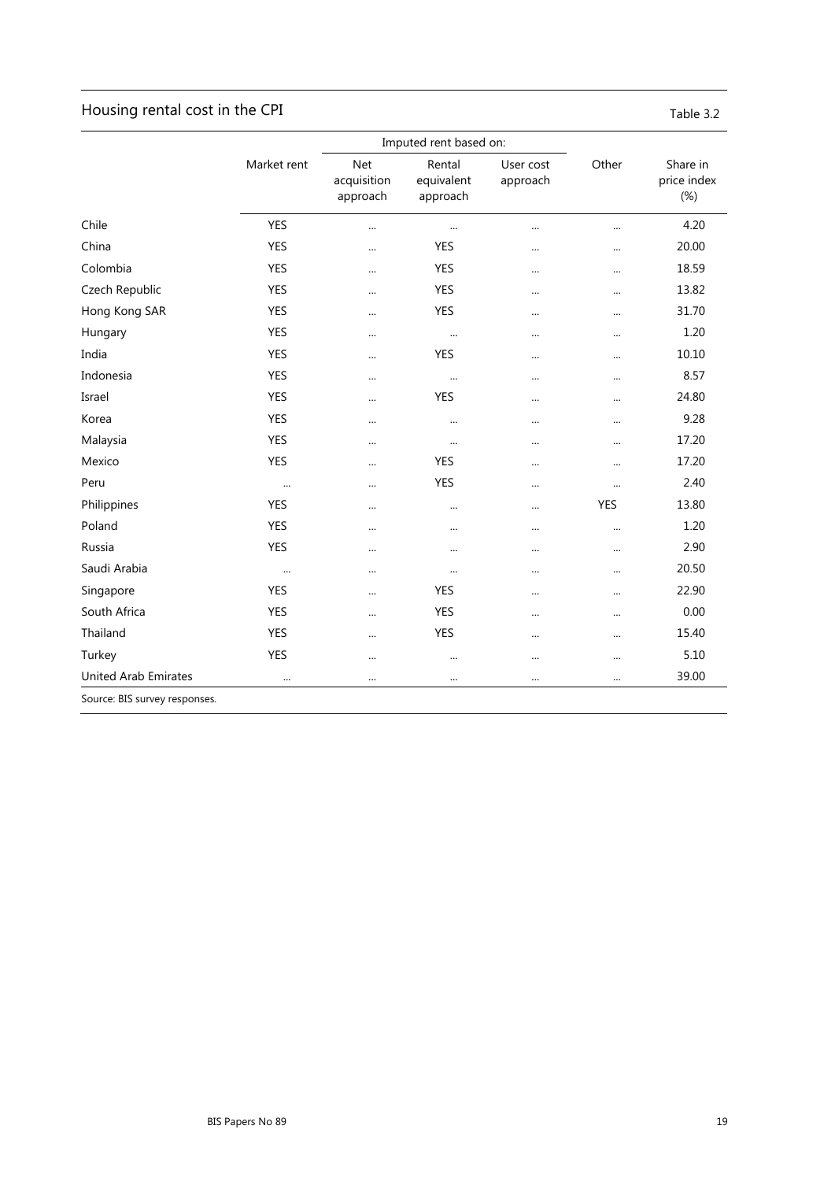## Housing rental cost in the CPI

Table 3.2

| | Market rent | Imputed rent based on: | | | Other | Share in price index (%) |
|---|---|---|---|---|---|---|
| | | Net acquisition approach | Rental equivalent approach | User cost approach | | |
| Chile | YES | ... | ... | ... | ... | 4.20 |
| China | YES | ... | YES | ... | ... | 20.00 |
| Colombia | YES | ... | YES | ... | ... | 18.59 |
| Czech Republic | YES | ... | YES | ... | ... | 13.82 |
| Hong Kong SAR | YES | ... | YES | ... | ... | 31.70 |
| Hungary | YES | ... | ... | ... | ... | 1.20 |
| India | YES | ... | YES | ... | ... | 10.10 |
| Indonesia | YES | ... | ... | ... | ... | 8.57 |
| Israel | YES | ... | YES | ... | ... | 24.80 |
| Korea | YES | ... | ... | ... | ... | 9.28 |
| Malaysia | YES | ... | ... | ... | ... | 17.20 |
| Mexico | YES | ... | YES | ... | ... | 17.20 |
| Peru | ... | ... | YES | ... | ... | 2.40 |
| Philippines | YES | ... | ... | ... | YES | 13.80 |
| Poland | YES | ... | ... | ... | ... | 1.20 |
| Russia | YES | ... | ... | ... | ... | 2.90 |
| Saudi Arabia | ... | ... | ... | ... | ... | 20.50 |
| Singapore | YES | ... | YES | ... | ... | 22.90 |
| South Africa | YES | ... | YES | ... | ... | 0.00 |
| Thailand | YES | ... | YES | ... | ... | 15.40 |
| Turkey | YES | ... | ... | ... | ... | 5.10 |
| United Arab Emirates | ... | ... | ... | ... | ... | 39.00 |

Source: BIS survey responses.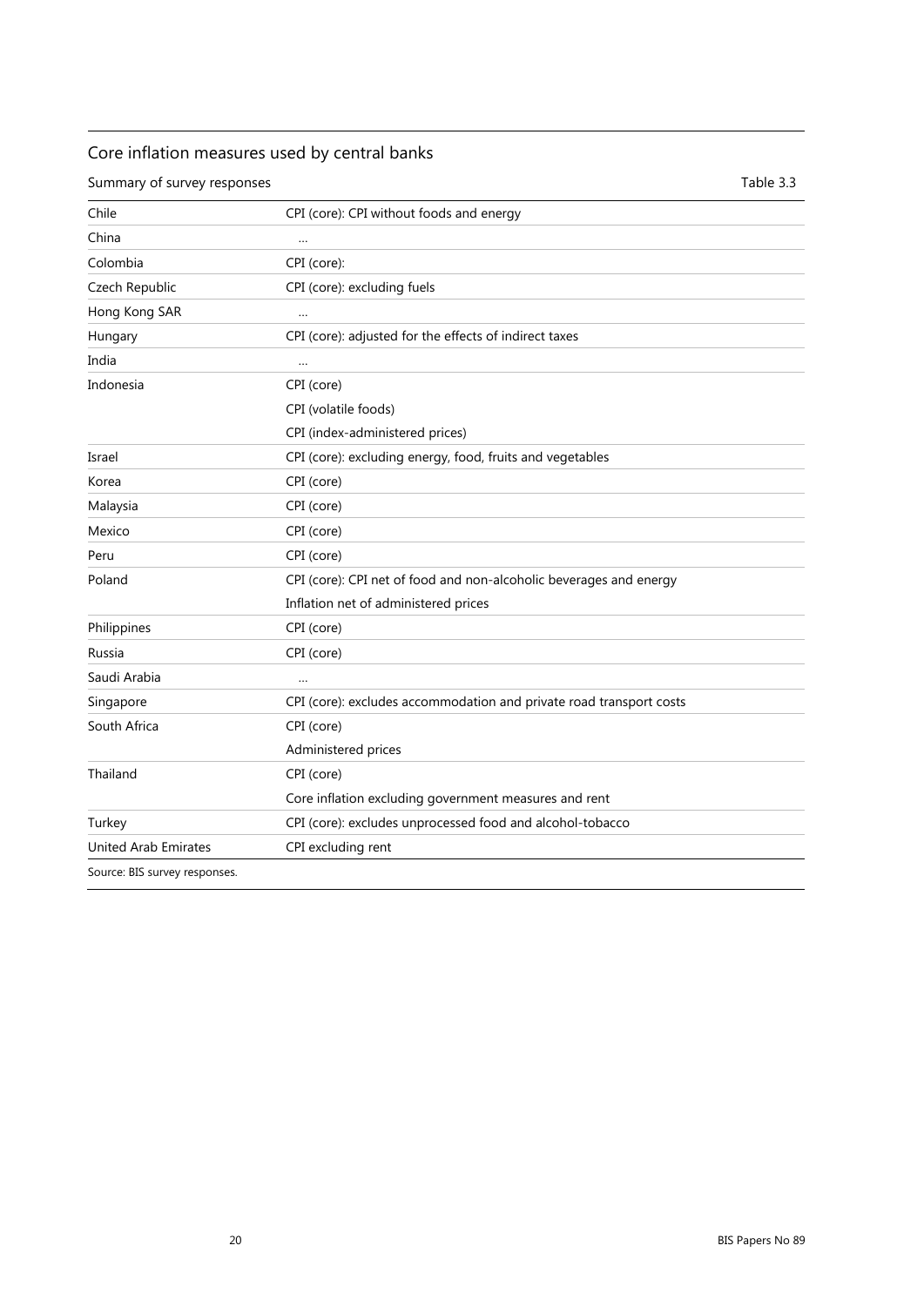## Core inflation measures used by central banks

Summary of survey responses — Table 3.3

| | |
|---|---|
| Chile | CPI (core): CPI without foods and energy |
| China | … |
| Colombia | CPI (core): |
| Czech Republic | CPI (core): excluding fuels |
| Hong Kong SAR | … |
| Hungary | CPI (core): adjusted for the effects of indirect taxes |
| India | … |
| Indonesia | CPI (core) |
| | CPI (volatile foods) |
| | CPI (index-administered prices) |
| Israel | CPI (core): excluding energy, food, fruits and vegetables |
| Korea | CPI (core) |
| Malaysia | CPI (core) |
| Mexico | CPI (core) |
| Peru | CPI (core) |
| Poland | CPI (core): CPI net of food and non-alcoholic beverages and energy |
| | Inflation net of administered prices |
| Philippines | CPI (core) |
| Russia | CPI (core) |
| Saudi Arabia | … |
| Singapore | CPI (core): excludes accommodation and private road transport costs |
| South Africa | CPI (core) |
| | Administered prices |
| Thailand | CPI (core) |
| | Core inflation excluding government measures and rent |
| Turkey | CPI (core): excludes unprocessed food and alcohol-tobacco |
| United Arab Emirates | CPI excluding rent |

Source: BIS survey responses.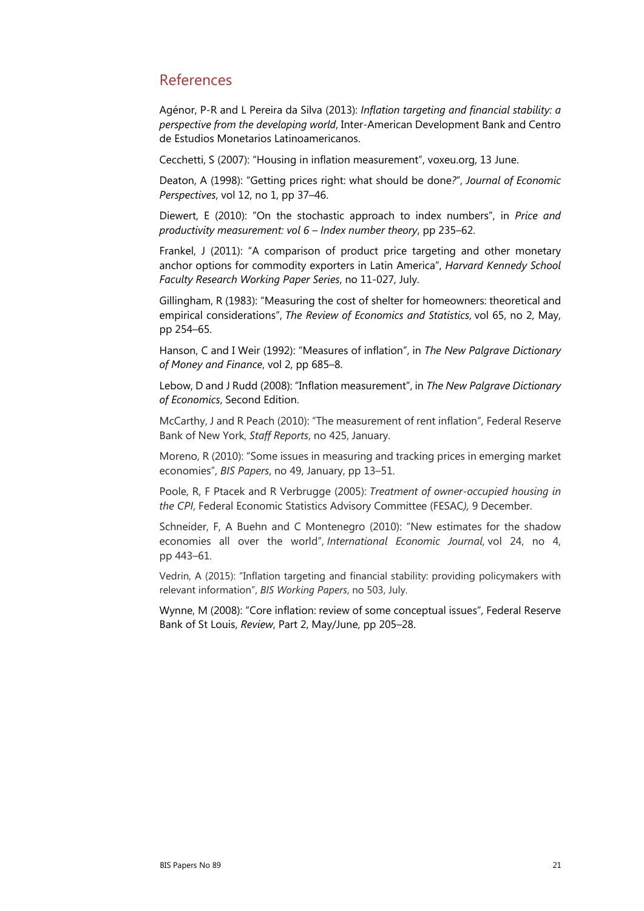## References

Agénor, P-R and L Pereira da Silva (2013): *Inflation targeting and financial stability: a perspective from the developing world*, Inter-American Development Bank and Centro de Estudios Monetarios Latinoamericanos.

Cecchetti, S (2007): "Housing in inflation measurement", voxeu.org, 13 June.

Deaton, A (1998): "Getting prices right: what should be done?", *Journal of Economic Perspectives*, vol 12, no 1, pp 37–46.

Diewert, E (2010): "On the stochastic approach to index numbers", in *Price and productivity measurement: vol 6 – Index number theory*, pp 235–62.

Frankel, J (2011): "A comparison of product price targeting and other monetary anchor options for commodity exporters in Latin America", *Harvard Kennedy School Faculty Research Working Paper Series*, no 11-027, July.

Gillingham, R (1983): "Measuring the cost of shelter for homeowners: theoretical and empirical considerations", *The Review of Economics and Statistics*, vol 65, no 2, May, pp 254–65.

Hanson, C and I Weir (1992): "Measures of inflation", in *The New Palgrave Dictionary of Money and Finance*, vol 2, pp 685–8.

Lebow, D and J Rudd (2008): "Inflation measurement", in *The New Palgrave Dictionary of Economics*, Second Edition.

McCarthy, J and R Peach (2010): "The measurement of rent inflation", Federal Reserve Bank of New York, *Staff Reports*, no 425, January.

Moreno, R (2010): "Some issues in measuring and tracking prices in emerging market economies", *BIS Papers*, no 49, January, pp 13–51.

Poole, R, F Ptacek and R Verbrugge (2005): *Treatment of owner-occupied housing in the CPI*, Federal Economic Statistics Advisory Committee (FESAC*),* 9 December.

Schneider, F, A Buehn and C Montenegro (2010): "New estimates for the shadow economies all over the world", *International Economic Journal*, vol 24, no 4, pp 443–61.

Vedrin, A (2015): "Inflation targeting and financial stability: providing policymakers with relevant information", *BIS Working Papers*, no 503, July.

Wynne, M (2008): "Core inflation: review of some conceptual issues", Federal Reserve Bank of St Louis, *Review*, Part 2, May/June, pp 205–28.